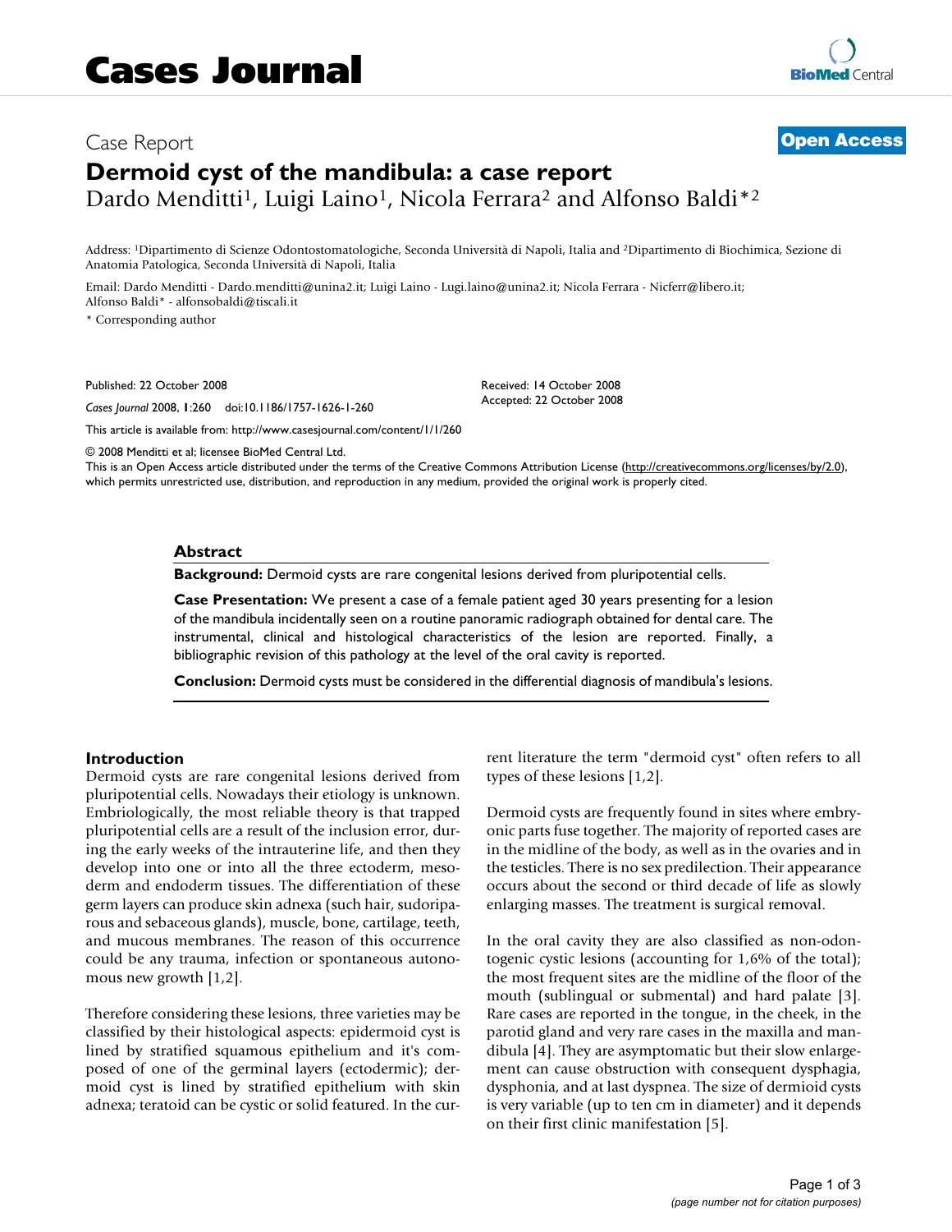# Case Report

# Dermoid cyst of the mandibula: a case report

Dardo Menditti[1], Luigi Laino[1], Nicola Ferrara[2] and Alfonso Baldi*[2]

Address: [1]Dipartimento di Scienze Odontostomatologiche, Seconda Università di Napoli, Italia and [2]Dipartimento di Biochimica, Sezione di Anatomia Patologica, Seconda Università di Napoli, Italia

Email: Dardo Menditti - Dardo.menditti@unina2.it; Luigi Laino - Lugi.laino@unina2.it; Nicola Ferrara - Nicferr@libero.it; Alfonso Baldi* - alfonsobaldi@tiscali.it

* Corresponding author

Published: 22 October 2008

*Cases Journal* 2008, **1**:260 doi:10.1186/1757-1626-1-260

Received: 14 October 2008
Accepted: 22 October 2008

This article is available from: http://www.casesjournal.com/content/1/1/260

© 2008 Menditti et al; licensee BioMed Central Ltd.
This is an Open Access article distributed under the terms of the Creative Commons Attribution License (http://creativecommons.org/licenses/by/2.0), which permits unrestricted use, distribution, and reproduction in any medium, provided the original work is properly cited.

## Abstract

**Background:** Dermoid cysts are rare congenital lesions derived from pluripotential cells.

**Case Presentation:** We present a case of a female patient aged 30 years presenting for a lesion of the mandibula incidentally seen on a routine panoramic radiograph obtained for dental care. The instrumental, clinical and histological characteristics of the lesion are reported. Finally, a bibliographic revision of this pathology at the level of the oral cavity is reported.

**Conclusion:** Dermoid cysts must be considered in the differential diagnosis of mandibula's lesions.

## Introduction

Dermoid cysts are rare congenital lesions derived from pluripotential cells. Nowadays their etiology is unknown. Embriologically, the most reliable theory is that trapped pluripotential cells are a result of the inclusion error, during the early weeks of the intrauterine life, and then they develop into one or into all the three ectoderm, mesoderm and endoderm tissues. The differentiation of these germ layers can produce skin adnexa (such hair, sudoriparous and sebaceous glands), muscle, bone, cartilage, teeth, and mucous membranes. The reason of this occurrence could be any trauma, infection or spontaneous autonomous new growth [1,2].

Therefore considering these lesions, three varieties may be classified by their histological aspects: epidermoid cyst is lined by stratified squamous epithelium and it's composed of one of the germinal layers (ectodermic); dermoid cyst is lined by stratified epithelium with skin adnexa; teratoid can be cystic or solid featured. In the current literature the term "dermoid cyst" often refers to all types of these lesions [1,2].

Dermoid cysts are frequently found in sites where embryonic parts fuse together. The majority of reported cases are in the midline of the body, as well as in the ovaries and in the testicles. There is no sex predilection. Their appearance occurs about the second or third decade of life as slowly enlarging masses. The treatment is surgical removal.

In the oral cavity they are also classified as non-odontogenic cystic lesions (accounting for 1,6% of the total); the most frequent sites are the midline of the floor of the mouth (sublingual or submental) and hard palate [3]. Rare cases are reported in the tongue, in the cheek, in the parotid gland and very rare cases in the maxilla and mandibula [4]. They are asymptomatic but their slow enlargement can cause obstruction with consequent dysphagia, dysphonia, and at last dyspnea. The size of dermioid cysts is very variable (up to ten cm in diameter) and it depends on their first clinic manifestation [5].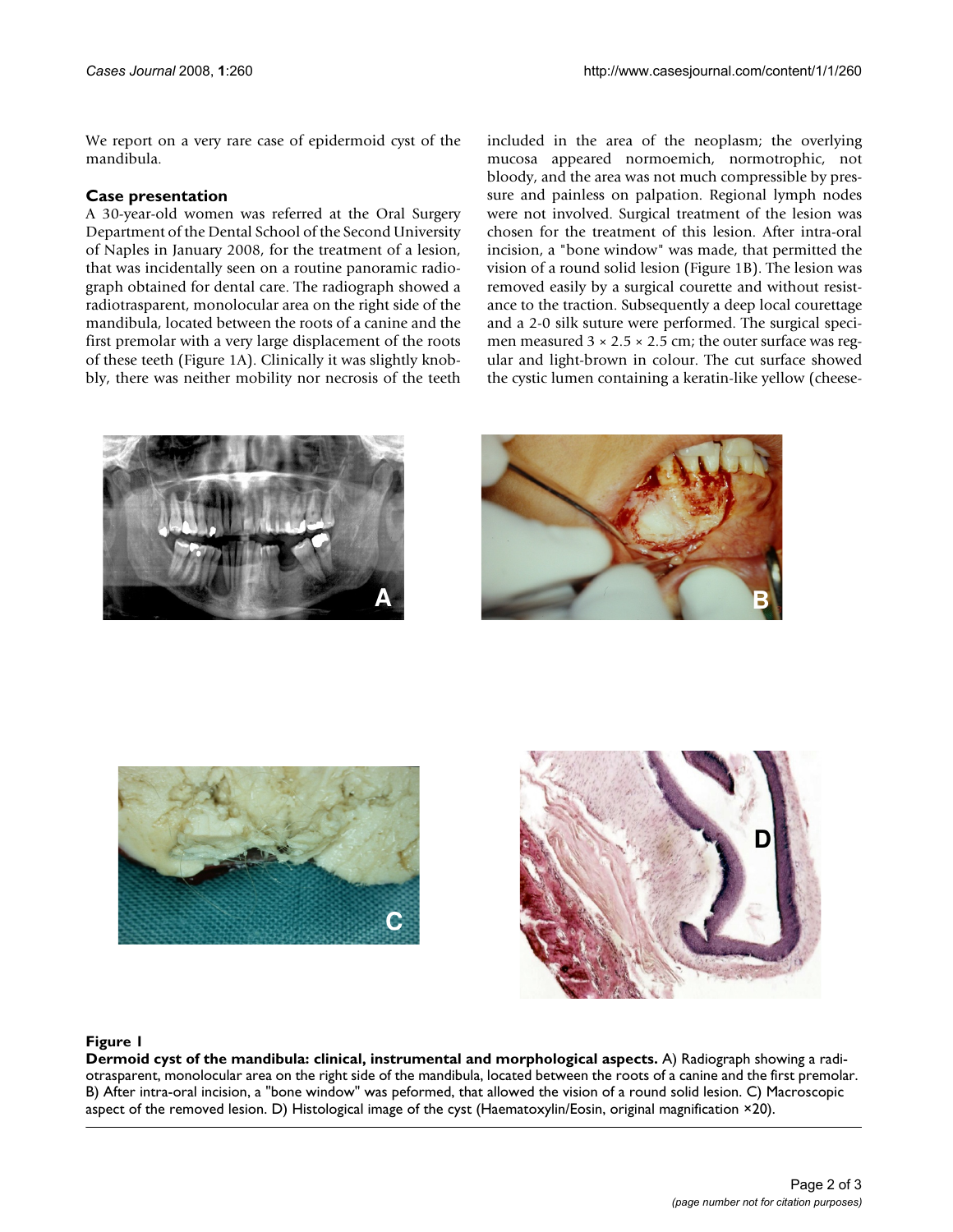We report on a very rare case of epidermoid cyst of the mandibula.

## Case presentation

A 30-year-old women was referred at the Oral Surgery Department of the Dental School of the Second University of Naples in January 2008, for the treatment of a lesion, that was incidentally seen on a routine panoramic radiograph obtained for dental care. The radiograph showed a radiotrasparent, monolocular area on the right side of the mandibula, located between the roots of a canine and the first premolar with a very large displacement of the roots of these teeth (Figure 1A). Clinically it was slightly knobbly, there was neither mobility nor necrosis of the teeth included in the area of the neoplasm; the overlying mucosa appeared normoemich, normotrophic, not bloody, and the area was not much compressible by pressure and painless on palpation. Regional lymph nodes were not involved. Surgical treatment of the lesion was chosen for the treatment of this lesion. After intra-oral incision, a "bone window" was made, that permitted the vision of a round solid lesion (Figure 1B). The lesion was removed easily by a surgical courette and without resistance to the traction. Subsequently a deep local courettage and a 2-0 silk suture were performed. The surgical specimen measured 3 × 2.5 × 2.5 cm; the outer surface was regular and light-brown in colour. The cut surface showed the cystic lumen containing a keratin-like yellow (cheese-

**Figure 1**

**Dermoid cyst of the mandibula: clinical, instrumental and morphological aspects.** A) Radiograph showing a radiotrasparent, monolocular area on the right side of the mandibula, located between the roots of a canine and the first premolar. B) After intra-oral incision, a "bone window" was peformed, that allowed the vision of a round solid lesion. C) Macroscopic aspect of the removed lesion. D) Histological image of the cyst (Haematoxylin/Eosin, original magnification ×20).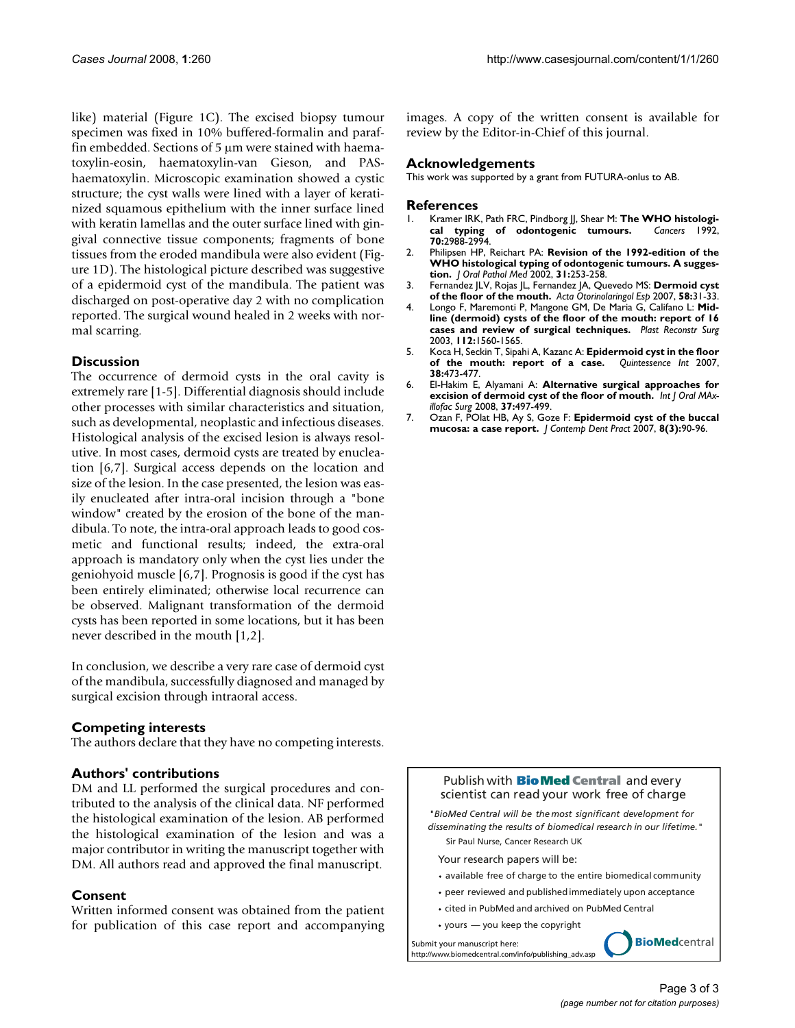like) material (Figure 1C). The excised biopsy tumour specimen was fixed in 10% buffered-formalin and paraffin embedded. Sections of 5 μm were stained with haematoxylin-eosin, haematoxylin-van Gieson, and PAS-haematoxylin. Microscopic examination showed a cystic structure; the cyst walls were lined with a layer of keratinized squamous epithelium with the inner surface lined with keratin lamellas and the outer surface lined with gingival connective tissue components; fragments of bone tissues from the eroded mandibula were also evident (Figure 1D). The histological picture described was suggestive of a epidermoid cyst of the mandibula. The patient was discharged on post-operative day 2 with no complication reported. The surgical wound healed in 2 weeks with normal scarring.

## Discussion

The occurrence of dermoid cysts in the oral cavity is extremely rare [1-5]. Differential diagnosis should include other processes with similar characteristics and situation, such as developmental, neoplastic and infectious diseases. Histological analysis of the excised lesion is always resolutive. In most cases, dermoid cysts are treated by enucleation [6,7]. Surgical access depends on the location and size of the lesion. In the case presented, the lesion was easily enucleated after intra-oral incision through a "bone window" created by the erosion of the bone of the mandibula. To note, the intra-oral approach leads to good cosmetic and functional results; indeed, the extra-oral approach is mandatory only when the cyst lies under the geniohyoid muscle [6,7]. Prognosis is good if the cyst has been entirely eliminated; otherwise local recurrence can be observed. Malignant transformation of the dermoid cysts has been reported in some locations, but it has been never described in the mouth [1,2].

In conclusion, we describe a very rare case of dermoid cyst of the mandibula, successfully diagnosed and managed by surgical excision through intraoral access.

## Competing interests

The authors declare that they have no competing interests.

## Authors' contributions

DM and LL performed the surgical procedures and contributed to the analysis of the clinical data. NF performed the histological examination of the lesion. AB performed the histological examination of the lesion and was a major contributor in writing the manuscript together with DM. All authors read and approved the final manuscript.

## Consent

Written informed consent was obtained from the patient for publication of this case report and accompanying images. A copy of the written consent is available for review by the Editor-in-Chief of this journal.

## Acknowledgements

This work was supported by a grant from FUTURA-onlus to AB.

## References

1. Kramer IRK, Path FRC, Pindborg JJ, Shear M: **The WHO histological typing of odontogenic tumours.** *Cancers* 1992, **70:**2988-2994.
2. Philipsen HP, Reichart PA: **Revision of the 1992-edition of the WHO histological typing of odontogenic tumours. A suggestion.** *J Oral Pathol Med* 2002, **31:**253-258.
3. Fernandez JLV, Rojas JL, Fernandez JA, Quevedo MS: **Dermoid cyst of the floor of the mouth.** *Acta Otorinolaringol Esp* 2007, **58:**31-33.
4. Longo F, Maremonti P, Mangone GM, De Maria G, Califano L: **Midline (dermoid) cysts of the floor of the mouth: report of 16 cases and review of surgical techniques.** *Plast Reconstr Surg* 2003, **112:**1560-1565.
5. Koca H, Seckin T, Sipahi A, Kazanc A: **Epidermoid cyst in the floor of the mouth: report of a case.** *Quintessence Int* 2007, **38:**473-477.
6. El-Hakim E, Alyamani A: **Alternative surgical approaches for excision of dermoid cyst of the floor of mouth.** *Int J Oral MAxillofac Surg* 2008, **37:**497-499.
7. Ozan F, POlat HB, Ay S, Goze F: **Epidermoid cyst of the buccal mucosa: a case report.** *J Contemp Dent Pract* 2007, **8(3):**90-96.

Publish with **BioMed Central** and every scientist can read your work free of charge

*"BioMed Central will be the most significant development for disseminating the results of biomedical research in our lifetime."*
Sir Paul Nurse, Cancer Research UK

Your research papers will be:

- available free of charge to the entire biomedical community
- peer reviewed and published immediately upon acceptance
- cited in PubMed and archived on PubMed Central
- yours — you keep the copyright

Submit your manuscript here:
http://www.biomedcentral.com/info/publishing_adv.asp

BioMedcentral